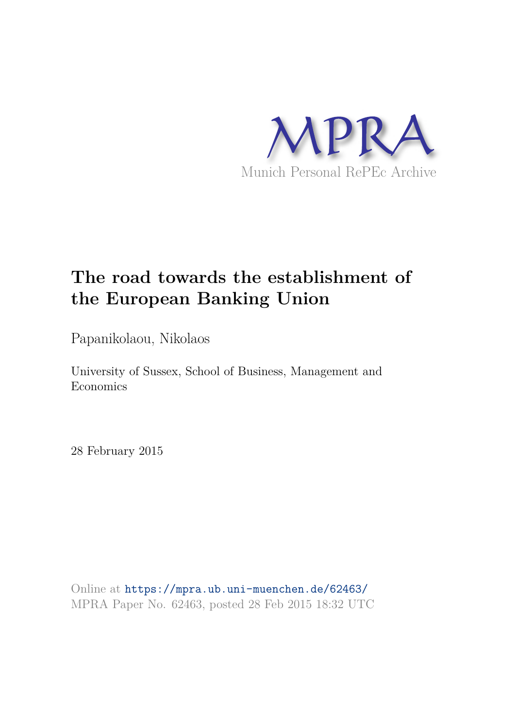MPRA

Munich Personal RePEc Archive

# The road towards the establishment of the European Banking Union

Papanikolaou, Nikolaos

University of Sussex, School of Business, Management and Economics

28 February 2015

Online at https://mpra.ub.uni-muenchen.de/62463/
MPRA Paper No. 62463, posted 28 Feb 2015 18:32 UTC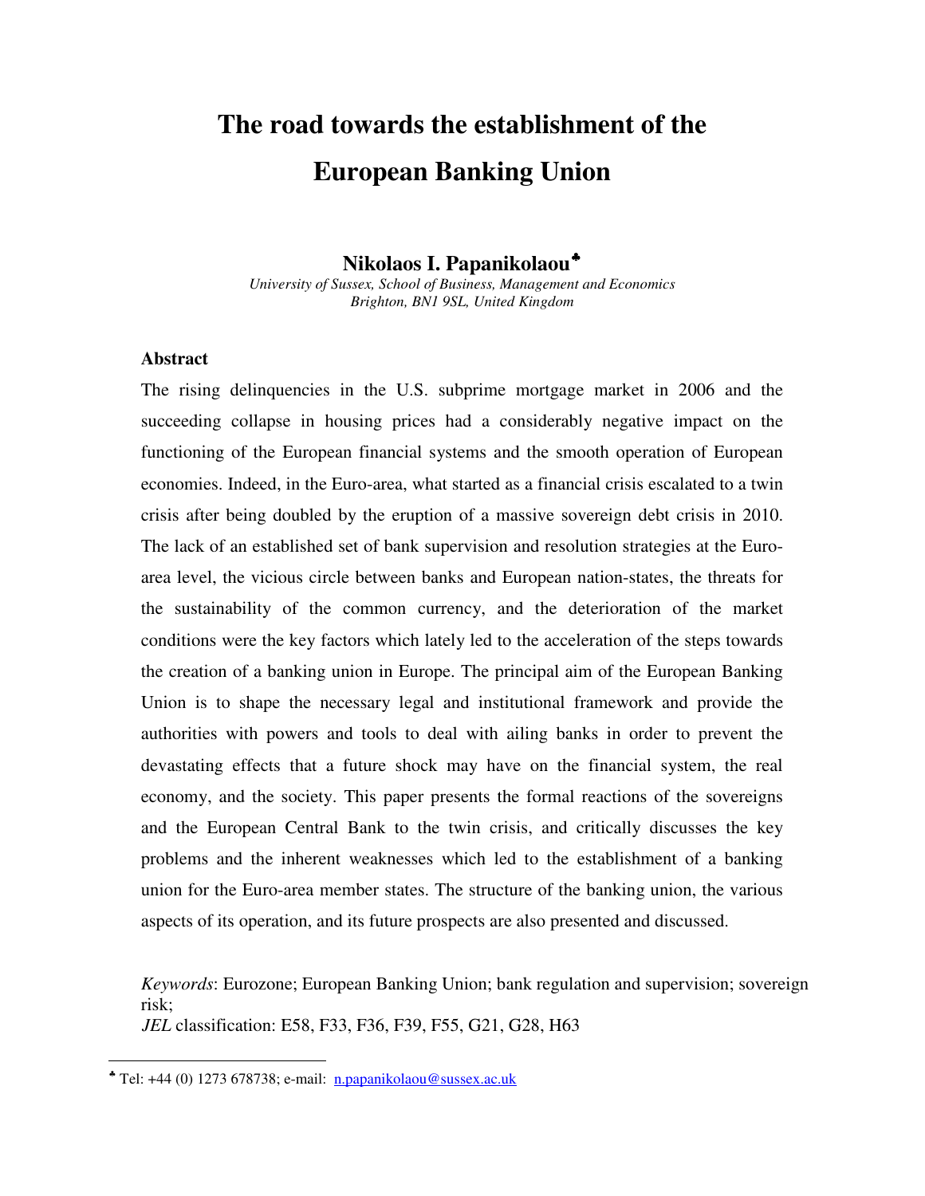# The road towards the establishment of the European Banking Union

**Nikolaos I. Papanikolaou**[♣]

*University of Sussex, School of Business, Management and Economics*
*Brighton, BN1 9SL, United Kingdom*

**Abstract**

The rising delinquencies in the U.S. subprime mortgage market in 2006 and the succeeding collapse in housing prices had a considerably negative impact on the functioning of the European financial systems and the smooth operation of European economies. Indeed, in the Euro-area, what started as a financial crisis escalated to a twin crisis after being doubled by the eruption of a massive sovereign debt crisis in 2010. The lack of an established set of bank supervision and resolution strategies at the Euro-area level, the vicious circle between banks and European nation-states, the threats for the sustainability of the common currency, and the deterioration of the market conditions were the key factors which lately led to the acceleration of the steps towards the creation of a banking union in Europe. The principal aim of the European Banking Union is to shape the necessary legal and institutional framework and provide the authorities with powers and tools to deal with ailing banks in order to prevent the devastating effects that a future shock may have on the financial system, the real economy, and the society. This paper presents the formal reactions of the sovereigns and the European Central Bank to the twin crisis, and critically discusses the key problems and the inherent weaknesses which led to the establishment of a banking union for the Euro-area member states. The structure of the banking union, the various aspects of its operation, and its future prospects are also presented and discussed.

*Keywords*: Eurozone; European Banking Union; bank regulation and supervision; sovereign risk;
*JEL* classification: E58, F33, F36, F39, F55, G21, G28, H63

[♣] Tel: +44 (0) 1273 678738; e-mail: n.papanikolaou@sussex.ac.uk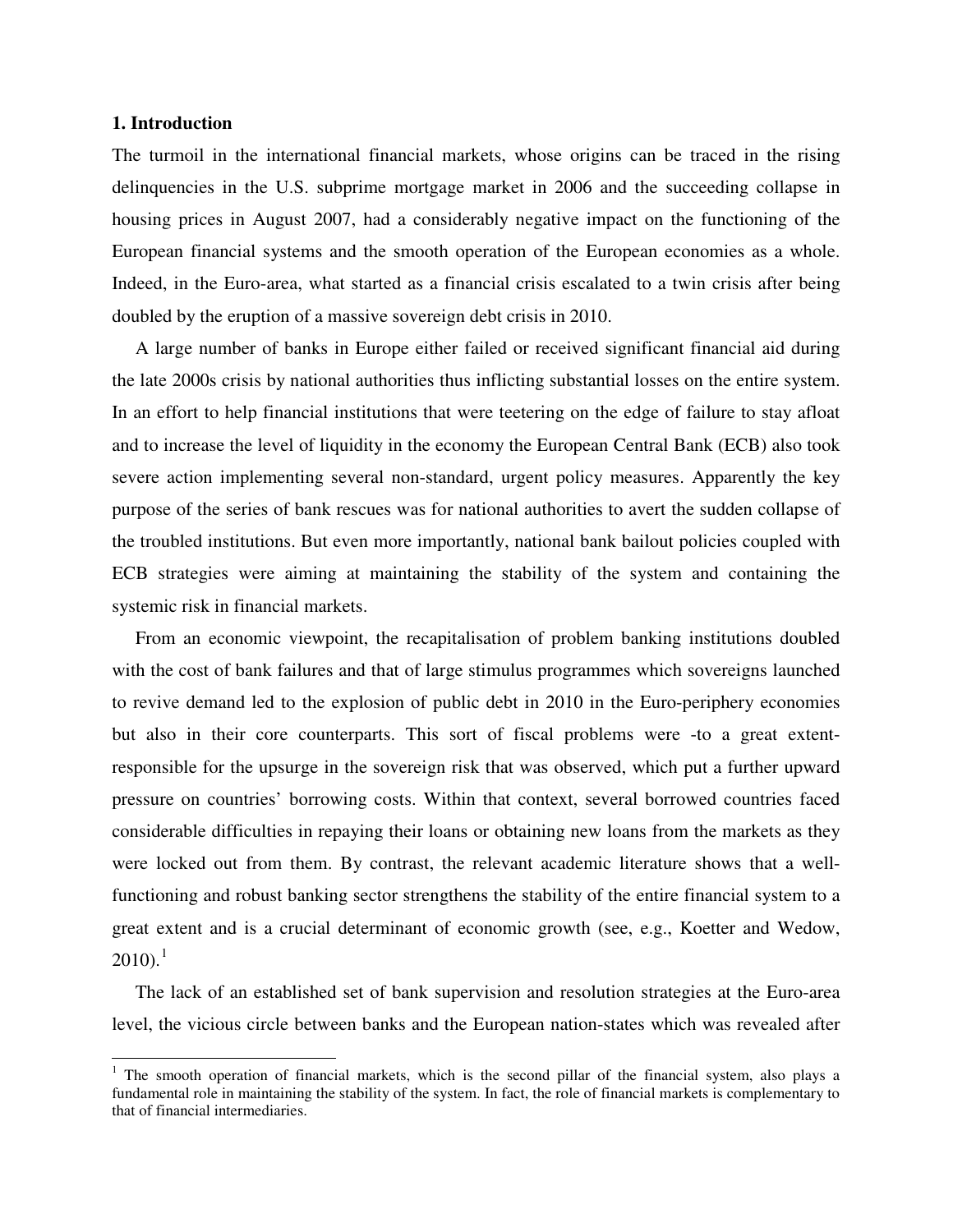## 1. Introduction

The turmoil in the international financial markets, whose origins can be traced in the rising delinquencies in the U.S. subprime mortgage market in 2006 and the succeeding collapse in housing prices in August 2007, had a considerably negative impact on the functioning of the European financial systems and the smooth operation of the European economies as a whole. Indeed, in the Euro-area, what started as a financial crisis escalated to a twin crisis after being doubled by the eruption of a massive sovereign debt crisis in 2010.

A large number of banks in Europe either failed or received significant financial aid during the late 2000s crisis by national authorities thus inflicting substantial losses on the entire system. In an effort to help financial institutions that were teetering on the edge of failure to stay afloat and to increase the level of liquidity in the economy the European Central Bank (ECB) also took severe action implementing several non-standard, urgent policy measures. Apparently the key purpose of the series of bank rescues was for national authorities to avert the sudden collapse of the troubled institutions. But even more importantly, national bank bailout policies coupled with ECB strategies were aiming at maintaining the stability of the system and containing the systemic risk in financial markets.

From an economic viewpoint, the recapitalisation of problem banking institutions doubled with the cost of bank failures and that of large stimulus programmes which sovereigns launched to revive demand led to the explosion of public debt in 2010 in the Euro-periphery economies but also in their core counterparts. This sort of fiscal problems were -to a great extent- responsible for the upsurge in the sovereign risk that was observed, which put a further upward pressure on countries' borrowing costs. Within that context, several borrowed countries faced considerable difficulties in repaying their loans or obtaining new loans from the markets as they were locked out from them. By contrast, the relevant academic literature shows that a well-functioning and robust banking sector strengthens the stability of the entire financial system to a great extent and is a crucial determinant of economic growth (see, e.g., Koetter and Wedow, 2010).[1]

The lack of an established set of bank supervision and resolution strategies at the Euro-area level, the vicious circle between banks and the European nation-states which was revealed after

---

[1] The smooth operation of financial markets, which is the second pillar of the financial system, also plays a fundamental role in maintaining the stability of the system. In fact, the role of financial markets is complementary to that of financial intermediaries.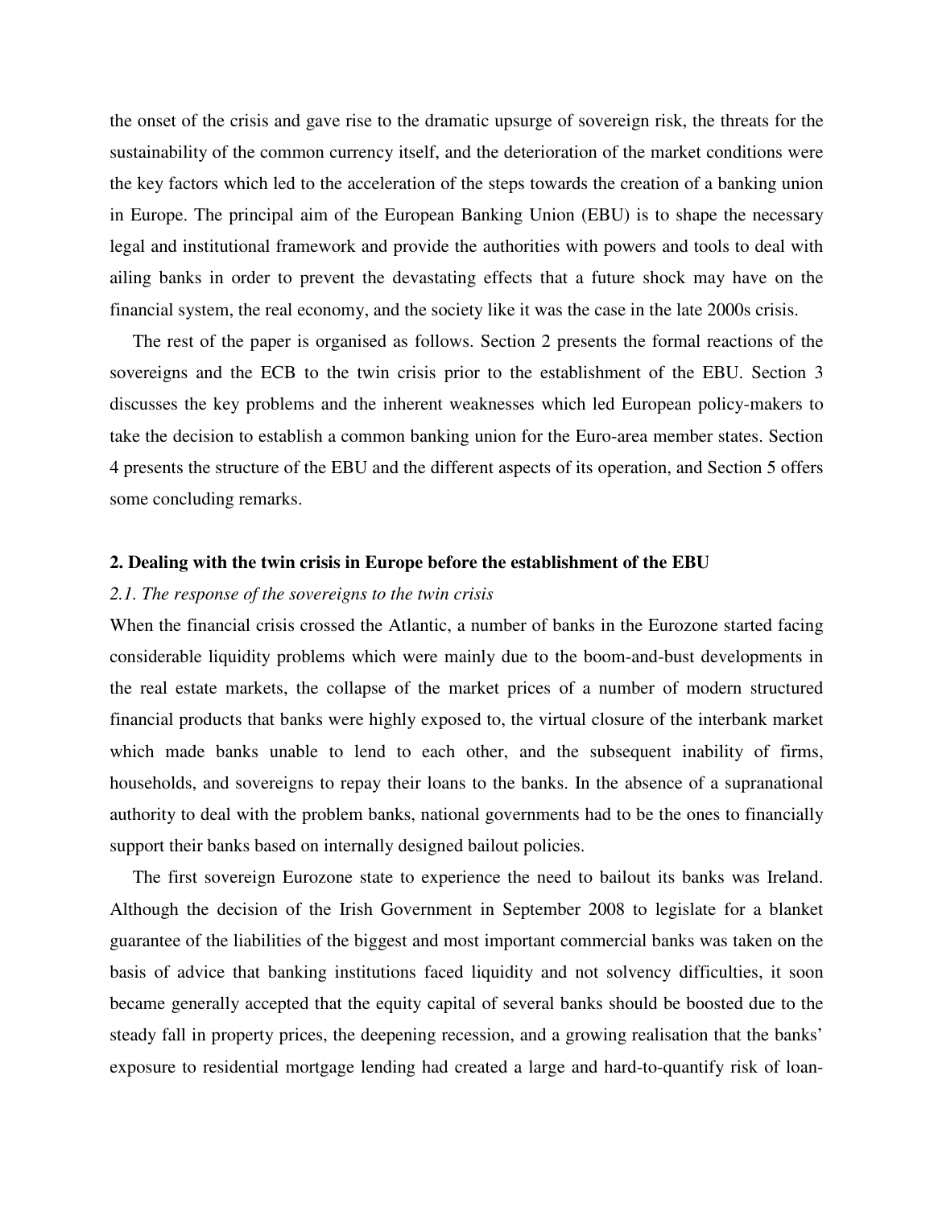the onset of the crisis and gave rise to the dramatic upsurge of sovereign risk, the threats for the sustainability of the common currency itself, and the deterioration of the market conditions were the key factors which led to the acceleration of the steps towards the creation of a banking union in Europe. The principal aim of the European Banking Union (EBU) is to shape the necessary legal and institutional framework and provide the authorities with powers and tools to deal with ailing banks in order to prevent the devastating effects that a future shock may have on the financial system, the real economy, and the society like it was the case in the late 2000s crisis.

The rest of the paper is organised as follows. Section 2 presents the formal reactions of the sovereigns and the ECB to the twin crisis prior to the establishment of the EBU. Section 3 discusses the key problems and the inherent weaknesses which led European policy-makers to take the decision to establish a common banking union for the Euro-area member states. Section 4 presents the structure of the EBU and the different aspects of its operation, and Section 5 offers some concluding remarks.

## 2. Dealing with the twin crisis in Europe before the establishment of the EBU

### *2.1. The response of the sovereigns to the twin crisis*

When the financial crisis crossed the Atlantic, a number of banks in the Eurozone started facing considerable liquidity problems which were mainly due to the boom-and-bust developments in the real estate markets, the collapse of the market prices of a number of modern structured financial products that banks were highly exposed to, the virtual closure of the interbank market which made banks unable to lend to each other, and the subsequent inability of firms, households, and sovereigns to repay their loans to the banks. In the absence of a supranational authority to deal with the problem banks, national governments had to be the ones to financially support their banks based on internally designed bailout policies.

The first sovereign Eurozone state to experience the need to bailout its banks was Ireland. Although the decision of the Irish Government in September 2008 to legislate for a blanket guarantee of the liabilities of the biggest and most important commercial banks was taken on the basis of advice that banking institutions faced liquidity and not solvency difficulties, it soon became generally accepted that the equity capital of several banks should be boosted due to the steady fall in property prices, the deepening recession, and a growing realisation that the banks' exposure to residential mortgage lending had created a large and hard-to-quantify risk of loan-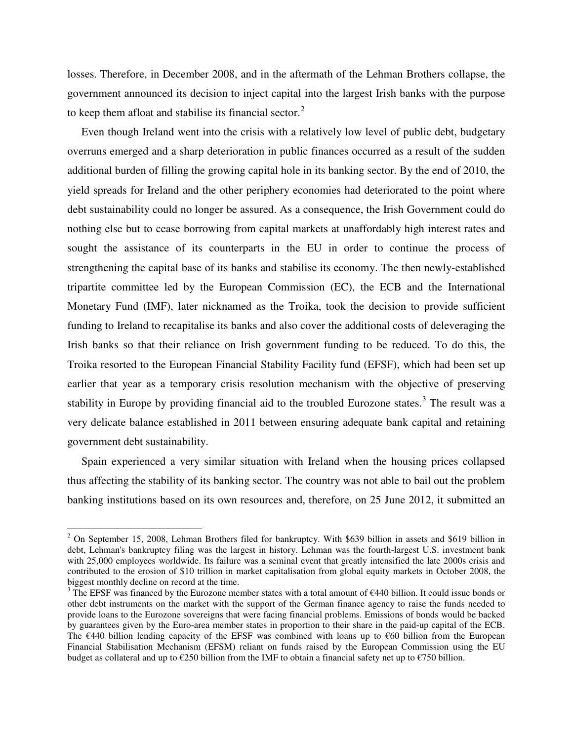losses. Therefore, in December 2008, and in the aftermath of the Lehman Brothers collapse, the government announced its decision to inject capital into the largest Irish banks with the purpose to keep them afloat and stabilise its financial sector.[2]

Even though Ireland went into the crisis with a relatively low level of public debt, budgetary overruns emerged and a sharp deterioration in public finances occurred as a result of the sudden additional burden of filling the growing capital hole in its banking sector. By the end of 2010, the yield spreads for Ireland and the other periphery economies had deteriorated to the point where debt sustainability could no longer be assured. As a consequence, the Irish Government could do nothing else but to cease borrowing from capital markets at unaffordably high interest rates and sought the assistance of its counterparts in the EU in order to continue the process of strengthening the capital base of its banks and stabilise its economy. The then newly-established tripartite committee led by the European Commission (EC), the ECB and the International Monetary Fund (IMF), later nicknamed as the Troika, took the decision to provide sufficient funding to Ireland to recapitalise its banks and also cover the additional costs of deleveraging the Irish banks so that their reliance on Irish government funding to be reduced. To do this, the Troika resorted to the European Financial Stability Facility fund (EFSF), which had been set up earlier that year as a temporary crisis resolution mechanism with the objective of preserving stability in Europe by providing financial aid to the troubled Eurozone states.[3] The result was a very delicate balance established in 2011 between ensuring adequate bank capital and retaining government debt sustainability.

Spain experienced a very similar situation with Ireland when the housing prices collapsed thus affecting the stability of its banking sector. The country was not able to bail out the problem banking institutions based on its own resources and, therefore, on 25 June 2012, it submitted an

---

[2] On September 15, 2008, Lehman Brothers filed for bankruptcy. With $639 billion in assets and $619 billion in debt, Lehman's bankruptcy filing was the largest in history. Lehman was the fourth-largest U.S. investment bank with 25,000 employees worldwide. Its failure was a seminal event that greatly intensified the late 2000s crisis and contributed to the erosion of $10 trillion in market capitalisation from global equity markets in October 2008, the biggest monthly decline on record at the time.

[3] The EFSF was financed by the Eurozone member states with a total amount of €440 billion. It could issue bonds or other debt instruments on the market with the support of the German finance agency to raise the funds needed to provide loans to the Eurozone sovereigns that were facing financial problems. Emissions of bonds would be backed by guarantees given by the Euro-area member states in proportion to their share in the paid-up capital of the ECB. The €440 billion lending capacity of the EFSF was combined with loans up to €60 billion from the European Financial Stabilisation Mechanism (EFSM) reliant on funds raised by the European Commission using the EU budget as collateral and up to €250 billion from the IMF to obtain a financial safety net up to €750 billion.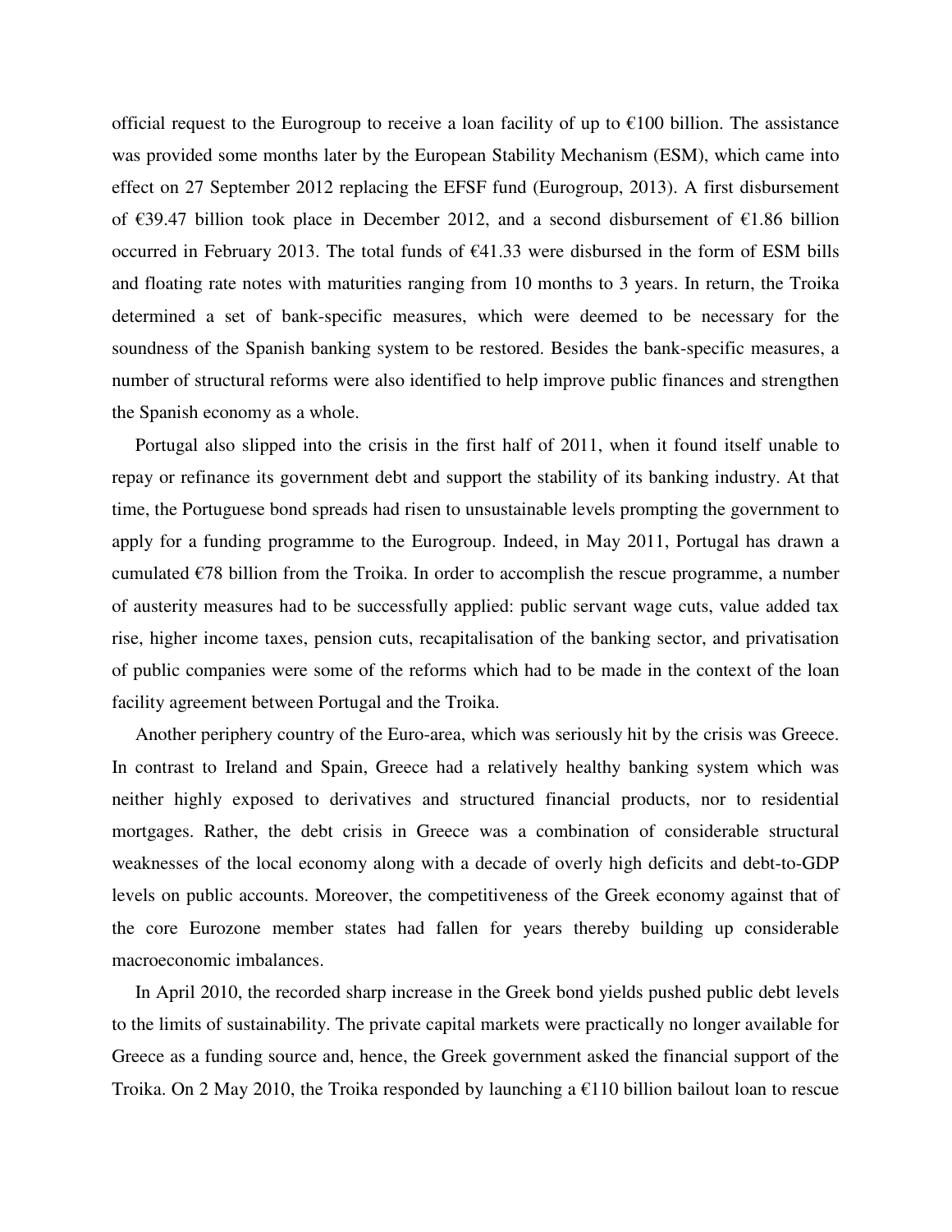official request to the Eurogroup to receive a loan facility of up to €100 billion. The assistance was provided some months later by the European Stability Mechanism (ESM), which came into effect on 27 September 2012 replacing the EFSF fund (Eurogroup, 2013). A first disbursement of €39.47 billion took place in December 2012, and a second disbursement of €1.86 billion occurred in February 2013. The total funds of €41.33 were disbursed in the form of ESM bills and floating rate notes with maturities ranging from 10 months to 3 years. In return, the Troika determined a set of bank-specific measures, which were deemed to be necessary for the soundness of the Spanish banking system to be restored. Besides the bank-specific measures, a number of structural reforms were also identified to help improve public finances and strengthen the Spanish economy as a whole.

Portugal also slipped into the crisis in the first half of 2011, when it found itself unable to repay or refinance its government debt and support the stability of its banking industry. At that time, the Portuguese bond spreads had risen to unsustainable levels prompting the government to apply for a funding programme to the Eurogroup. Indeed, in May 2011, Portugal has drawn a cumulated €78 billion from the Troika. In order to accomplish the rescue programme, a number of austerity measures had to be successfully applied: public servant wage cuts, value added tax rise, higher income taxes, pension cuts, recapitalisation of the banking sector, and privatisation of public companies were some of the reforms which had to be made in the context of the loan facility agreement between Portugal and the Troika.

Another periphery country of the Euro-area, which was seriously hit by the crisis was Greece. In contrast to Ireland and Spain, Greece had a relatively healthy banking system which was neither highly exposed to derivatives and structured financial products, nor to residential mortgages. Rather, the debt crisis in Greece was a combination of considerable structural weaknesses of the local economy along with a decade of overly high deficits and debt-to-GDP levels on public accounts. Moreover, the competitiveness of the Greek economy against that of the core Eurozone member states had fallen for years thereby building up considerable macroeconomic imbalances.

In April 2010, the recorded sharp increase in the Greek bond yields pushed public debt levels to the limits of sustainability. The private capital markets were practically no longer available for Greece as a funding source and, hence, the Greek government asked the financial support of the Troika. On 2 May 2010, the Troika responded by launching a €110 billion bailout loan to rescue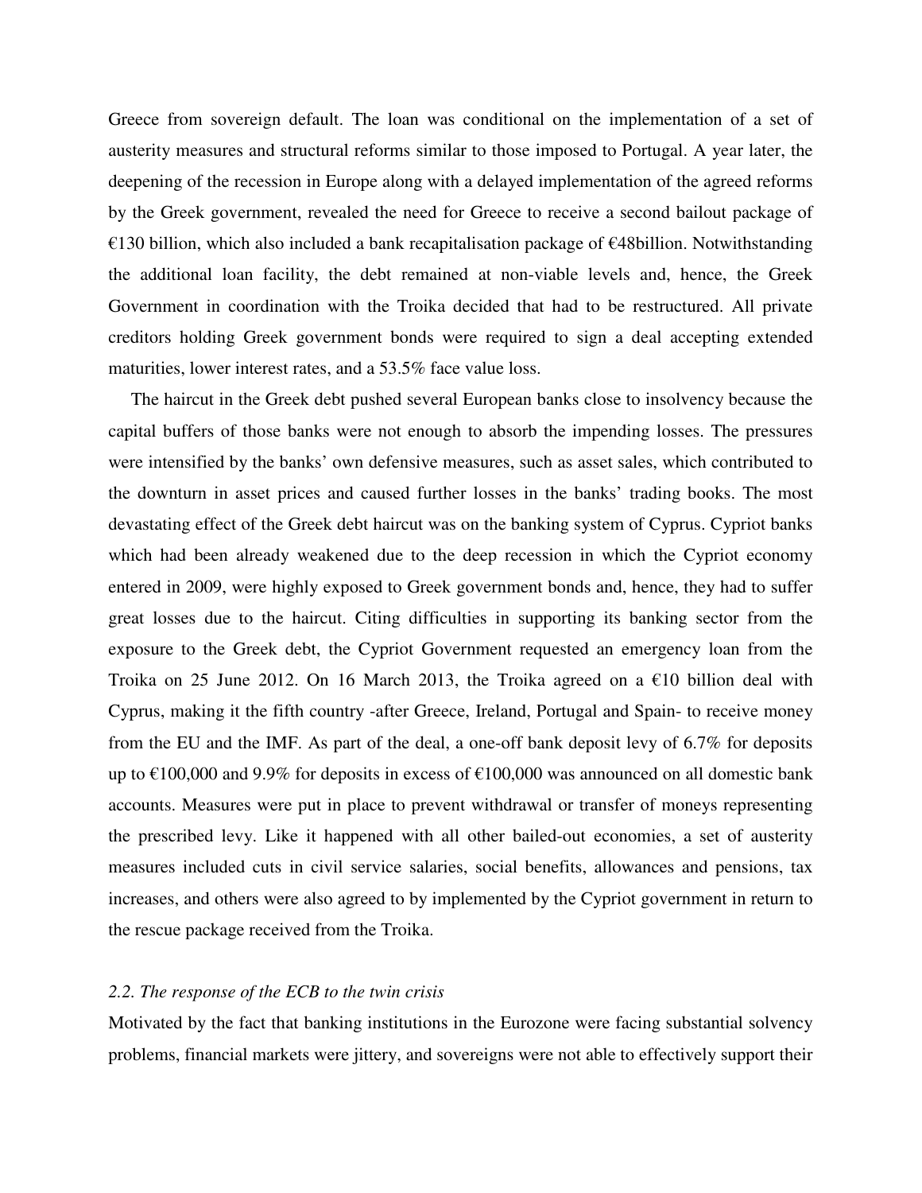Greece from sovereign default. The loan was conditional on the implementation of a set of austerity measures and structural reforms similar to those imposed to Portugal. A year later, the deepening of the recession in Europe along with a delayed implementation of the agreed reforms by the Greek government, revealed the need for Greece to receive a second bailout package of €130 billion, which also included a bank recapitalisation package of €48billion. Notwithstanding the additional loan facility, the debt remained at non-viable levels and, hence, the Greek Government in coordination with the Troika decided that had to be restructured. All private creditors holding Greek government bonds were required to sign a deal accepting extended maturities, lower interest rates, and a 53.5% face value loss.

The haircut in the Greek debt pushed several European banks close to insolvency because the capital buffers of those banks were not enough to absorb the impending losses. The pressures were intensified by the banks' own defensive measures, such as asset sales, which contributed to the downturn in asset prices and caused further losses in the banks' trading books. The most devastating effect of the Greek debt haircut was on the banking system of Cyprus. Cypriot banks which had been already weakened due to the deep recession in which the Cypriot economy entered in 2009, were highly exposed to Greek government bonds and, hence, they had to suffer great losses due to the haircut. Citing difficulties in supporting its banking sector from the exposure to the Greek debt, the Cypriot Government requested an emergency loan from the Troika on 25 June 2012. On 16 March 2013, the Troika agreed on a €10 billion deal with Cyprus, making it the fifth country -after Greece, Ireland, Portugal and Spain- to receive money from the EU and the IMF. As part of the deal, a one-off bank deposit levy of 6.7% for deposits up to €100,000 and 9.9% for deposits in excess of €100,000 was announced on all domestic bank accounts. Measures were put in place to prevent withdrawal or transfer of moneys representing the prescribed levy. Like it happened with all other bailed-out economies, a set of austerity measures included cuts in civil service salaries, social benefits, allowances and pensions, tax increases, and others were also agreed to by implemented by the Cypriot government in return to the rescue package received from the Troika.

### *2.2. The response of the ECB to the twin crisis*

Motivated by the fact that banking institutions in the Eurozone were facing substantial solvency problems, financial markets were jittery, and sovereigns were not able to effectively support their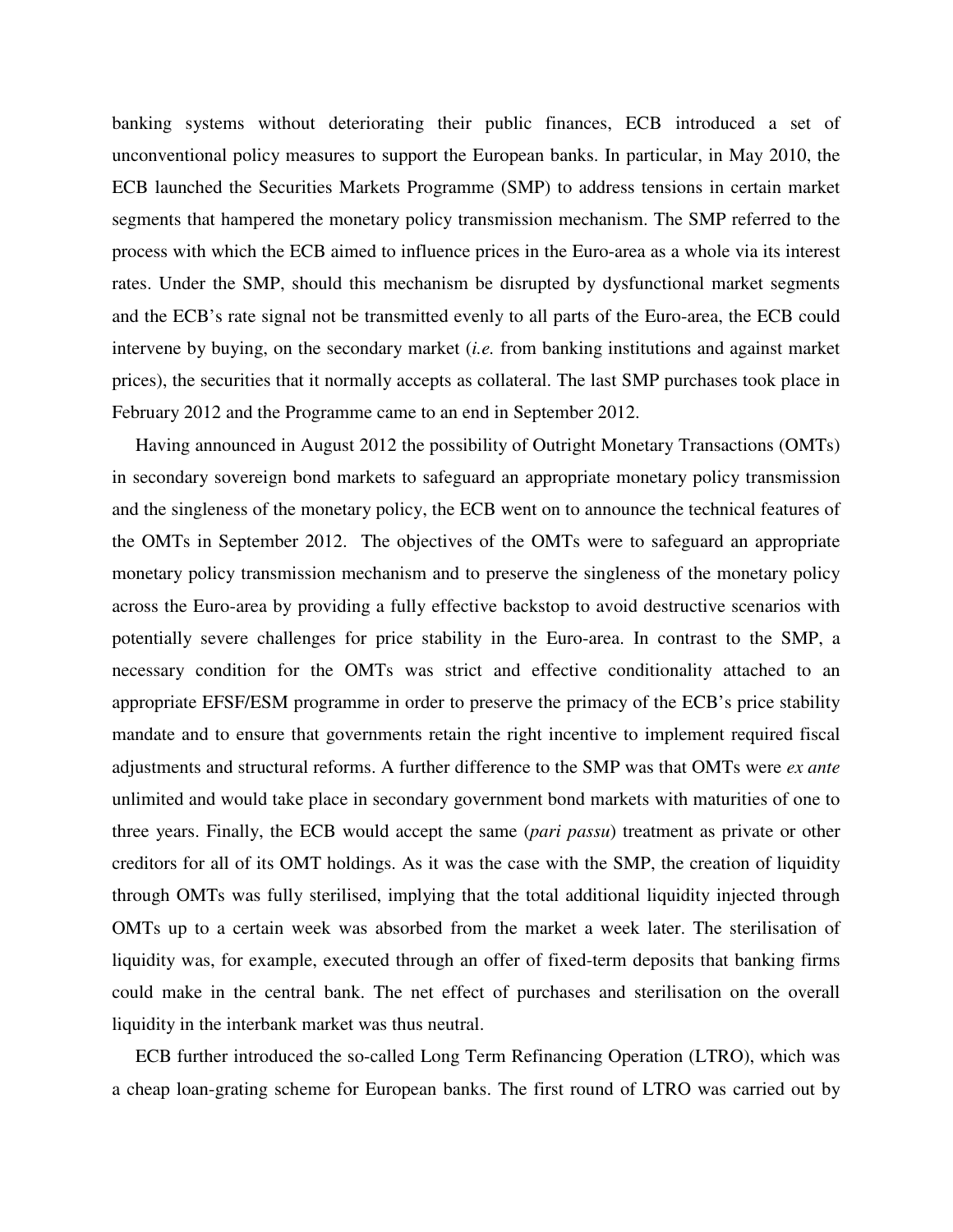banking systems without deteriorating their public finances, ECB introduced a set of unconventional policy measures to support the European banks. In particular, in May 2010, the ECB launched the Securities Markets Programme (SMP) to address tensions in certain market segments that hampered the monetary policy transmission mechanism. The SMP referred to the process with which the ECB aimed to influence prices in the Euro-area as a whole via its interest rates. Under the SMP, should this mechanism be disrupted by dysfunctional market segments and the ECB's rate signal not be transmitted evenly to all parts of the Euro-area, the ECB could intervene by buying, on the secondary market (*i.e.* from banking institutions and against market prices), the securities that it normally accepts as collateral. The last SMP purchases took place in February 2012 and the Programme came to an end in September 2012.

Having announced in August 2012 the possibility of Outright Monetary Transactions (OMTs) in secondary sovereign bond markets to safeguard an appropriate monetary policy transmission and the singleness of the monetary policy, the ECB went on to announce the technical features of the OMTs in September 2012. The objectives of the OMTs were to safeguard an appropriate monetary policy transmission mechanism and to preserve the singleness of the monetary policy across the Euro-area by providing a fully effective backstop to avoid destructive scenarios with potentially severe challenges for price stability in the Euro-area. In contrast to the SMP, a necessary condition for the OMTs was strict and effective conditionality attached to an appropriate EFSF/ESM programme in order to preserve the primacy of the ECB's price stability mandate and to ensure that governments retain the right incentive to implement required fiscal adjustments and structural reforms. A further difference to the SMP was that OMTs were *ex ante* unlimited and would take place in secondary government bond markets with maturities of one to three years. Finally, the ECB would accept the same (*pari passu*) treatment as private or other creditors for all of its OMT holdings. As it was the case with the SMP, the creation of liquidity through OMTs was fully sterilised, implying that the total additional liquidity injected through OMTs up to a certain week was absorbed from the market a week later. The sterilisation of liquidity was, for example, executed through an offer of fixed-term deposits that banking firms could make in the central bank. The net effect of purchases and sterilisation on the overall liquidity in the interbank market was thus neutral.

ECB further introduced the so-called Long Term Refinancing Operation (LTRO), which was a cheap loan-grating scheme for European banks. The first round of LTRO was carried out by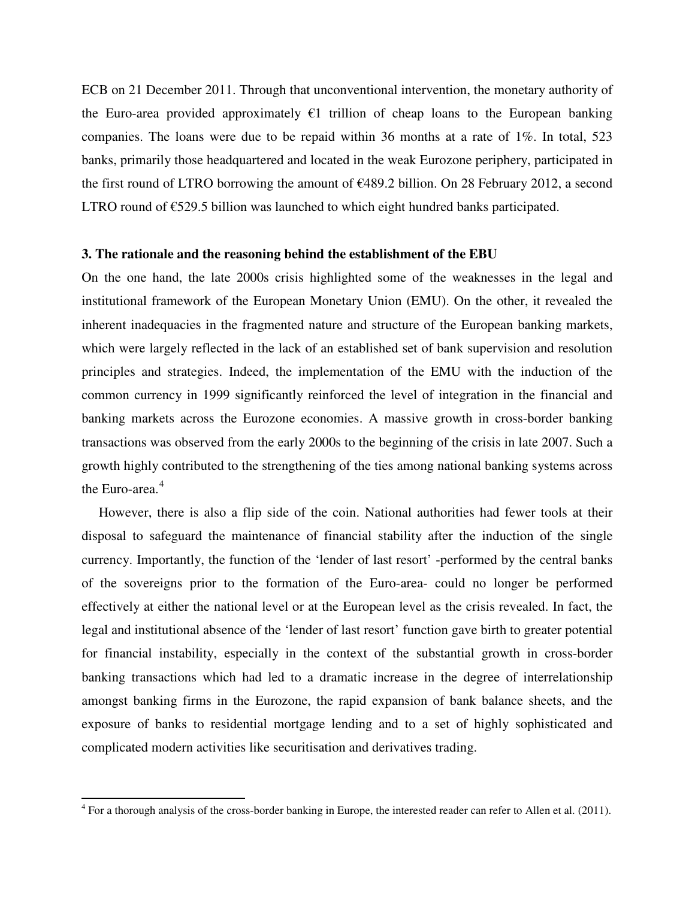ECB on 21 December 2011. Through that unconventional intervention, the monetary authority of the Euro-area provided approximately €1 trillion of cheap loans to the European banking companies. The loans were due to be repaid within 36 months at a rate of 1%. In total, 523 banks, primarily those headquartered and located in the weak Eurozone periphery, participated in the first round of LTRO borrowing the amount of €489.2 billion. On 28 February 2012, a second LTRO round of €529.5 billion was launched to which eight hundred banks participated.

### 3. The rationale and the reasoning behind the establishment of the EBU

On the one hand, the late 2000s crisis highlighted some of the weaknesses in the legal and institutional framework of the European Monetary Union (EMU). On the other, it revealed the inherent inadequacies in the fragmented nature and structure of the European banking markets, which were largely reflected in the lack of an established set of bank supervision and resolution principles and strategies. Indeed, the implementation of the EMU with the induction of the common currency in 1999 significantly reinforced the level of integration in the financial and banking markets across the Eurozone economies. A massive growth in cross-border banking transactions was observed from the early 2000s to the beginning of the crisis in late 2007. Such a growth highly contributed to the strengthening of the ties among national banking systems across the Euro-area.[4]

However, there is also a flip side of the coin. National authorities had fewer tools at their disposal to safeguard the maintenance of financial stability after the induction of the single currency. Importantly, the function of the 'lender of last resort' -performed by the central banks of the sovereigns prior to the formation of the Euro-area- could no longer be performed effectively at either the national level or at the European level as the crisis revealed. In fact, the legal and institutional absence of the 'lender of last resort' function gave birth to greater potential for financial instability, especially in the context of the substantial growth in cross-border banking transactions which had led to a dramatic increase in the degree of interrelationship amongst banking firms in the Eurozone, the rapid expansion of bank balance sheets, and the exposure of banks to residential mortgage lending and to a set of highly sophisticated and complicated modern activities like securitisation and derivatives trading.

[4] For a thorough analysis of the cross-border banking in Europe, the interested reader can refer to Allen et al. (2011).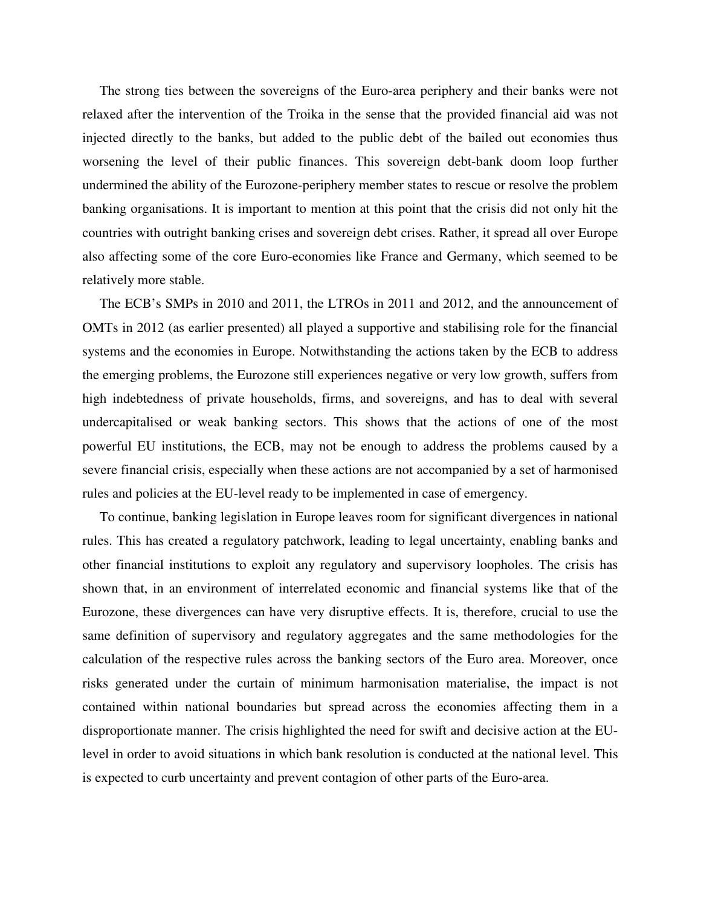The strong ties between the sovereigns of the Euro-area periphery and their banks were not relaxed after the intervention of the Troika in the sense that the provided financial aid was not injected directly to the banks, but added to the public debt of the bailed out economies thus worsening the level of their public finances. This sovereign debt-bank doom loop further undermined the ability of the Eurozone-periphery member states to rescue or resolve the problem banking organisations. It is important to mention at this point that the crisis did not only hit the countries with outright banking crises and sovereign debt crises. Rather, it spread all over Europe also affecting some of the core Euro-economies like France and Germany, which seemed to be relatively more stable.

The ECB's SMPs in 2010 and 2011, the LTROs in 2011 and 2012, and the announcement of OMTs in 2012 (as earlier presented) all played a supportive and stabilising role for the financial systems and the economies in Europe. Notwithstanding the actions taken by the ECB to address the emerging problems, the Eurozone still experiences negative or very low growth, suffers from high indebtedness of private households, firms, and sovereigns, and has to deal with several undercapitalised or weak banking sectors. This shows that the actions of one of the most powerful EU institutions, the ECB, may not be enough to address the problems caused by a severe financial crisis, especially when these actions are not accompanied by a set of harmonised rules and policies at the EU-level ready to be implemented in case of emergency.

To continue, banking legislation in Europe leaves room for significant divergences in national rules. This has created a regulatory patchwork, leading to legal uncertainty, enabling banks and other financial institutions to exploit any regulatory and supervisory loopholes. The crisis has shown that, in an environment of interrelated economic and financial systems like that of the Eurozone, these divergences can have very disruptive effects. It is, therefore, crucial to use the same definition of supervisory and regulatory aggregates and the same methodologies for the calculation of the respective rules across the banking sectors of the Euro area. Moreover, once risks generated under the curtain of minimum harmonisation materialise, the impact is not contained within national boundaries but spread across the economies affecting them in a disproportionate manner. The crisis highlighted the need for swift and decisive action at the EU-level in order to avoid situations in which bank resolution is conducted at the national level. This is expected to curb uncertainty and prevent contagion of other parts of the Euro-area.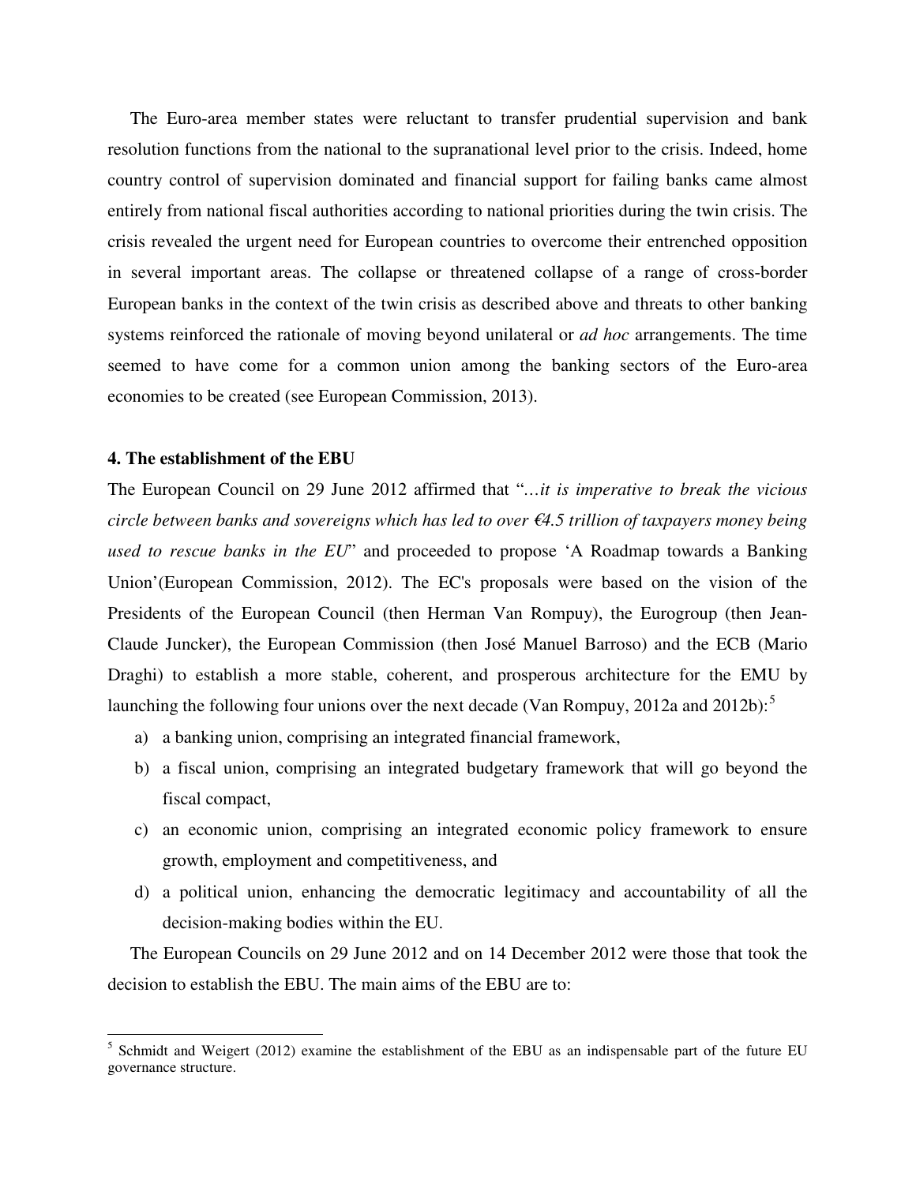The Euro-area member states were reluctant to transfer prudential supervision and bank resolution functions from the national to the supranational level prior to the crisis. Indeed, home country control of supervision dominated and financial support for failing banks came almost entirely from national fiscal authorities according to national priorities during the twin crisis. The crisis revealed the urgent need for European countries to overcome their entrenched opposition in several important areas. The collapse or threatened collapse of a range of cross-border European banks in the context of the twin crisis as described above and threats to other banking systems reinforced the rationale of moving beyond unilateral or *ad hoc* arrangements. The time seemed to have come for a common union among the banking sectors of the Euro-area economies to be created (see European Commission, 2013).

## 4. The establishment of the EBU

The European Council on 29 June 2012 affirmed that "*…it is imperative to break the vicious circle between banks and sovereigns which has led to over €4.5 trillion of taxpayers money being used to rescue banks in the EU*" and proceeded to propose 'A Roadmap towards a Banking Union'(European Commission, 2012). The EC's proposals were based on the vision of the Presidents of the European Council (then Herman Van Rompuy), the Eurogroup (then Jean-Claude Juncker), the European Commission (then José Manuel Barroso) and the ECB (Mario Draghi) to establish a more stable, coherent, and prosperous architecture for the EMU by launching the following four unions over the next decade (Van Rompuy, 2012a and 2012b):[5]

a) a banking union, comprising an integrated financial framework,
b) a fiscal union, comprising an integrated budgetary framework that will go beyond the fiscal compact,
c) an economic union, comprising an integrated economic policy framework to ensure growth, employment and competitiveness, and
d) a political union, enhancing the democratic legitimacy and accountability of all the decision-making bodies within the EU.

The European Councils on 29 June 2012 and on 14 December 2012 were those that took the decision to establish the EBU. The main aims of the EBU are to:

[5] Schmidt and Weigert (2012) examine the establishment of the EBU as an indispensable part of the future EU governance structure.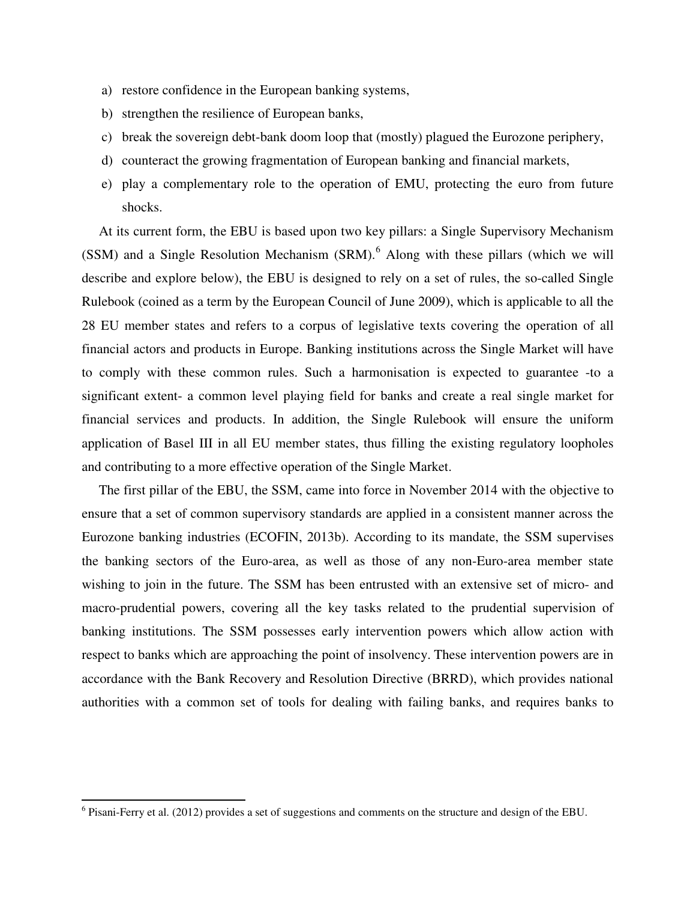a) restore confidence in the European banking systems,
b) strengthen the resilience of European banks,
c) break the sovereign debt-bank doom loop that (mostly) plagued the Eurozone periphery,
d) counteract the growing fragmentation of European banking and financial markets,
e) play a complementary role to the operation of EMU, protecting the euro from future shocks.

At its current form, the EBU is based upon two key pillars: a Single Supervisory Mechanism (SSM) and a Single Resolution Mechanism (SRM).[6] Along with these pillars (which we will describe and explore below), the EBU is designed to rely on a set of rules, the so-called Single Rulebook (coined as a term by the European Council of June 2009), which is applicable to all the 28 EU member states and refers to a corpus of legislative texts covering the operation of all financial actors and products in Europe. Banking institutions across the Single Market will have to comply with these common rules. Such a harmonisation is expected to guarantee -to a significant extent- a common level playing field for banks and create a real single market for financial services and products. In addition, the Single Rulebook will ensure the uniform application of Basel III in all EU member states, thus filling the existing regulatory loopholes and contributing to a more effective operation of the Single Market.

The first pillar of the EBU, the SSM, came into force in November 2014 with the objective to ensure that a set of common supervisory standards are applied in a consistent manner across the Eurozone banking industries (ECOFIN, 2013b). According to its mandate, the SSM supervises the banking sectors of the Euro-area, as well as those of any non-Euro-area member state wishing to join in the future. The SSM has been entrusted with an extensive set of micro- and macro-prudential powers, covering all the key tasks related to the prudential supervision of banking institutions. The SSM possesses early intervention powers which allow action with respect to banks which are approaching the point of insolvency. These intervention powers are in accordance with the Bank Recovery and Resolution Directive (BRRD), which provides national authorities with a common set of tools for dealing with failing banks, and requires banks to

[6] Pisani-Ferry et al. (2012) provides a set of suggestions and comments on the structure and design of the EBU.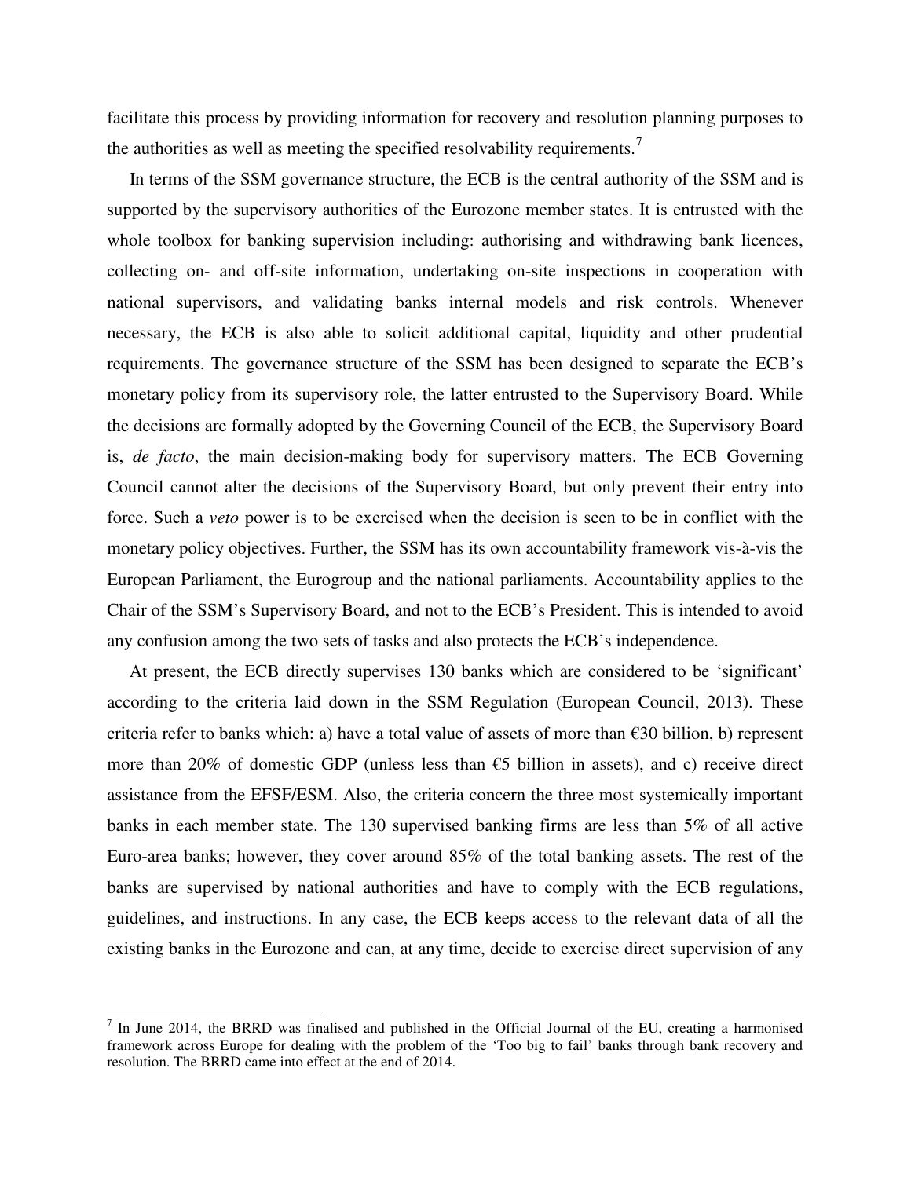facilitate this process by providing information for recovery and resolution planning purposes to the authorities as well as meeting the specified resolvability requirements.[7]

In terms of the SSM governance structure, the ECB is the central authority of the SSM and is supported by the supervisory authorities of the Eurozone member states. It is entrusted with the whole toolbox for banking supervision including: authorising and withdrawing bank licences, collecting on- and off-site information, undertaking on-site inspections in cooperation with national supervisors, and validating banks internal models and risk controls. Whenever necessary, the ECB is also able to solicit additional capital, liquidity and other prudential requirements. The governance structure of the SSM has been designed to separate the ECB's monetary policy from its supervisory role, the latter entrusted to the Supervisory Board. While the decisions are formally adopted by the Governing Council of the ECB, the Supervisory Board is, *de facto*, the main decision-making body for supervisory matters. The ECB Governing Council cannot alter the decisions of the Supervisory Board, but only prevent their entry into force. Such a *veto* power is to be exercised when the decision is seen to be in conflict with the monetary policy objectives. Further, the SSM has its own accountability framework vis-à-vis the European Parliament, the Eurogroup and the national parliaments. Accountability applies to the Chair of the SSM's Supervisory Board, and not to the ECB's President. This is intended to avoid any confusion among the two sets of tasks and also protects the ECB's independence.

At present, the ECB directly supervises 130 banks which are considered to be 'significant' according to the criteria laid down in the SSM Regulation (European Council, 2013). These criteria refer to banks which: a) have a total value of assets of more than €30 billion, b) represent more than 20% of domestic GDP (unless less than €5 billion in assets), and c) receive direct assistance from the EFSF/ESM. Also, the criteria concern the three most systemically important banks in each member state. The 130 supervised banking firms are less than 5% of all active Euro-area banks; however, they cover around 85% of the total banking assets. The rest of the banks are supervised by national authorities and have to comply with the ECB regulations, guidelines, and instructions. In any case, the ECB keeps access to the relevant data of all the existing banks in the Eurozone and can, at any time, decide to exercise direct supervision of any

[7] In June 2014, the BRRD was finalised and published in the Official Journal of the EU, creating a harmonised framework across Europe for dealing with the problem of the 'Too big to fail' banks through bank recovery and resolution. The BRRD came into effect at the end of 2014.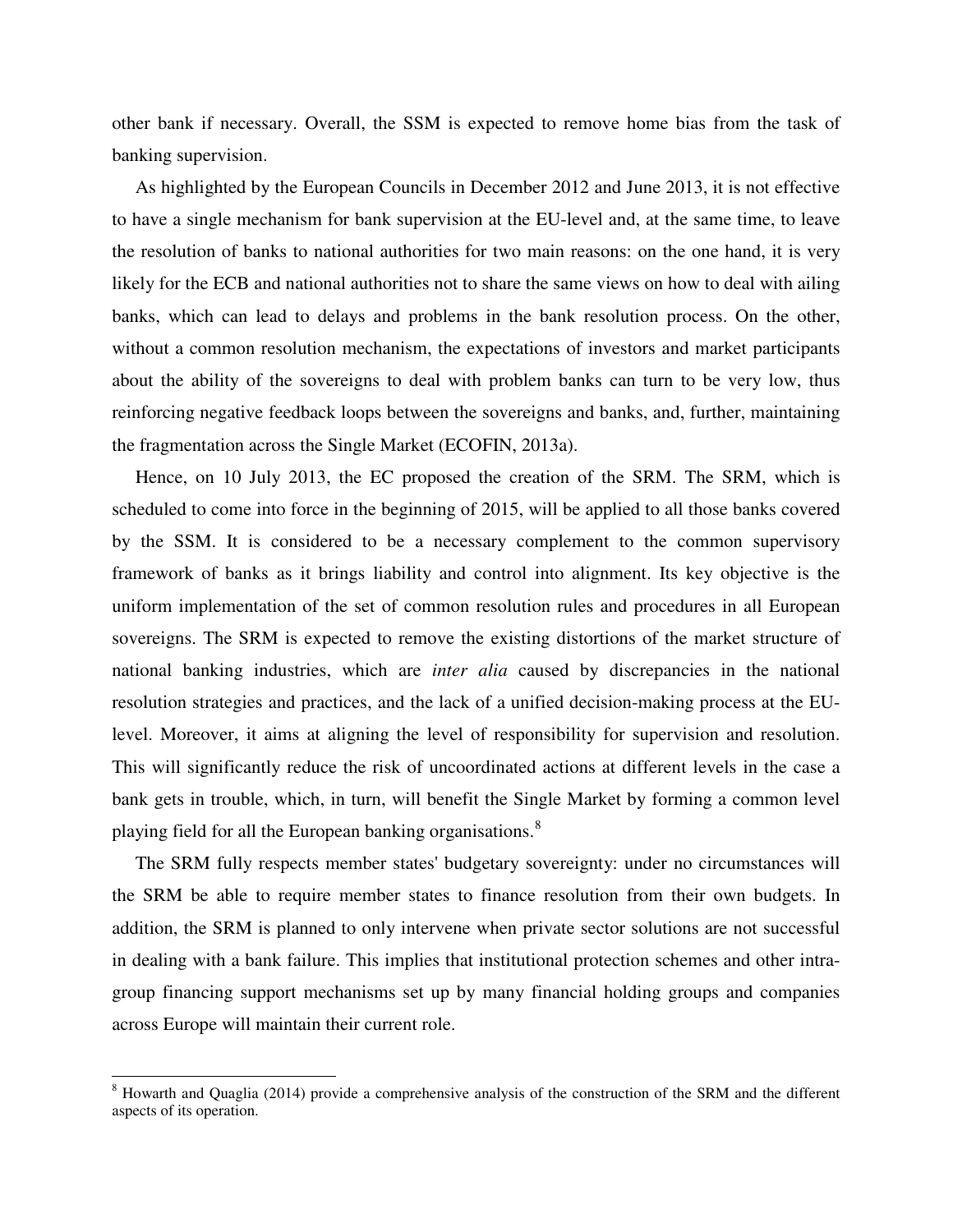other bank if necessary. Overall, the SSM is expected to remove home bias from the task of banking supervision.

As highlighted by the European Councils in December 2012 and June 2013, it is not effective to have a single mechanism for bank supervision at the EU-level and, at the same time, to leave the resolution of banks to national authorities for two main reasons: on the one hand, it is very likely for the ECB and national authorities not to share the same views on how to deal with ailing banks, which can lead to delays and problems in the bank resolution process. On the other, without a common resolution mechanism, the expectations of investors and market participants about the ability of the sovereigns to deal with problem banks can turn to be very low, thus reinforcing negative feedback loops between the sovereigns and banks, and, further, maintaining the fragmentation across the Single Market (ECOFIN, 2013a).

Hence, on 10 July 2013, the EC proposed the creation of the SRM. The SRM, which is scheduled to come into force in the beginning of 2015, will be applied to all those banks covered by the SSM. It is considered to be a necessary complement to the common supervisory framework of banks as it brings liability and control into alignment. Its key objective is the uniform implementation of the set of common resolution rules and procedures in all European sovereigns. The SRM is expected to remove the existing distortions of the market structure of national banking industries, which are *inter alia* caused by discrepancies in the national resolution strategies and practices, and the lack of a unified decision-making process at the EU-level. Moreover, it aims at aligning the level of responsibility for supervision and resolution. This will significantly reduce the risk of uncoordinated actions at different levels in the case a bank gets in trouble, which, in turn, will benefit the Single Market by forming a common level playing field for all the European banking organisations.[8]

The SRM fully respects member states' budgetary sovereignty: under no circumstances will the SRM be able to require member states to finance resolution from their own budgets. In addition, the SRM is planned to only intervene when private sector solutions are not successful in dealing with a bank failure. This implies that institutional protection schemes and other intra-group financing support mechanisms set up by many financial holding groups and companies across Europe will maintain their current role.

[8] Howarth and Quaglia (2014) provide a comprehensive analysis of the construction of the SRM and the different aspects of its operation.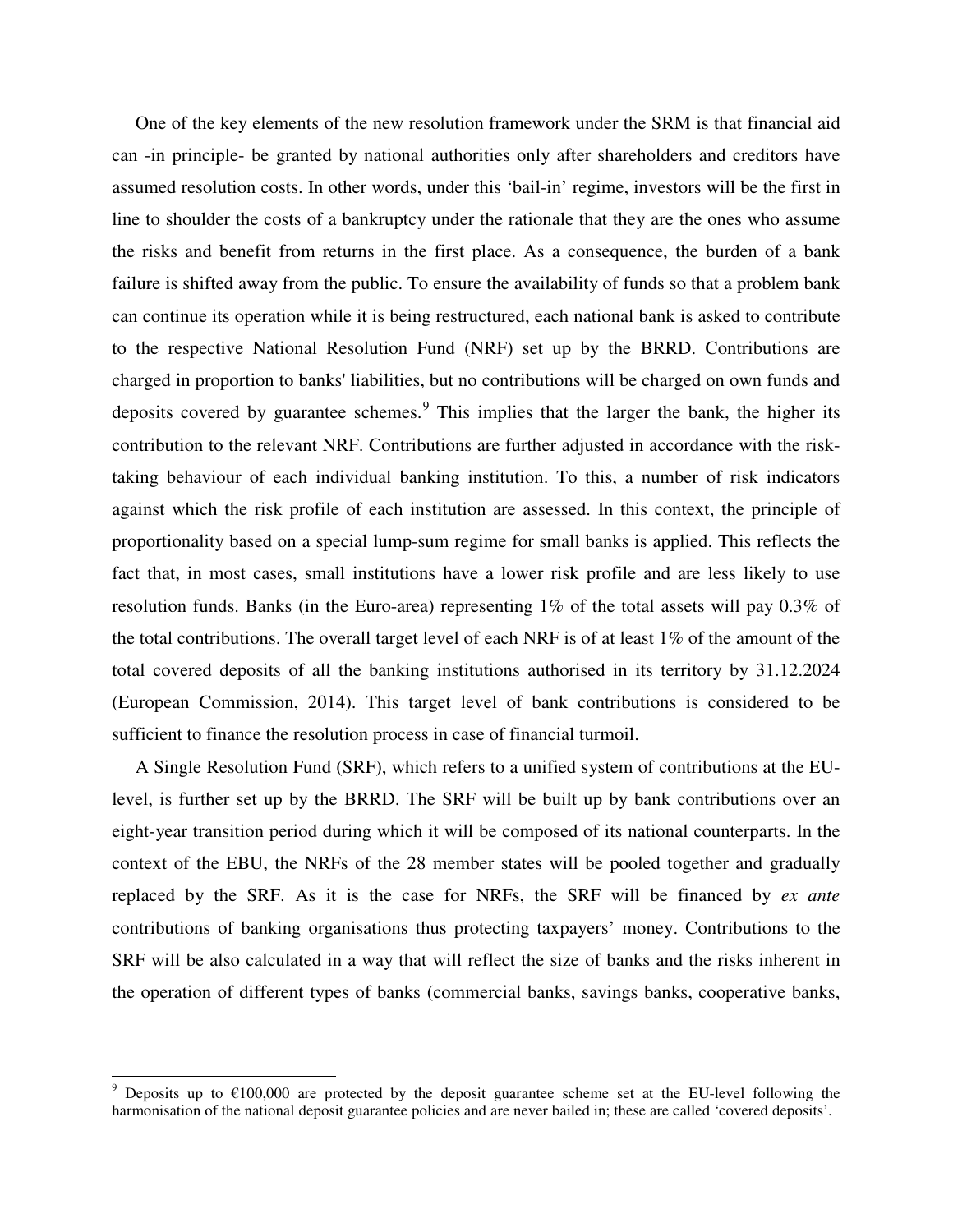One of the key elements of the new resolution framework under the SRM is that financial aid can -in principle- be granted by national authorities only after shareholders and creditors have assumed resolution costs. In other words, under this 'bail-in' regime, investors will be the first in line to shoulder the costs of a bankruptcy under the rationale that they are the ones who assume the risks and benefit from returns in the first place. As a consequence, the burden of a bank failure is shifted away from the public. To ensure the availability of funds so that a problem bank can continue its operation while it is being restructured, each national bank is asked to contribute to the respective National Resolution Fund (NRF) set up by the BRRD. Contributions are charged in proportion to banks' liabilities, but no contributions will be charged on own funds and deposits covered by guarantee schemes.[9] This implies that the larger the bank, the higher its contribution to the relevant NRF. Contributions are further adjusted in accordance with the risk-taking behaviour of each individual banking institution. To this, a number of risk indicators against which the risk profile of each institution are assessed. In this context, the principle of proportionality based on a special lump-sum regime for small banks is applied. This reflects the fact that, in most cases, small institutions have a lower risk profile and are less likely to use resolution funds. Banks (in the Euro-area) representing 1% of the total assets will pay 0.3% of the total contributions. The overall target level of each NRF is of at least 1% of the amount of the total covered deposits of all the banking institutions authorised in its territory by 31.12.2024 (European Commission, 2014). This target level of bank contributions is considered to be sufficient to finance the resolution process in case of financial turmoil.

A Single Resolution Fund (SRF), which refers to a unified system of contributions at the EU-level, is further set up by the BRRD. The SRF will be built up by bank contributions over an eight-year transition period during which it will be composed of its national counterparts. In the context of the EBU, the NRFs of the 28 member states will be pooled together and gradually replaced by the SRF. As it is the case for NRFs, the SRF will be financed by *ex ante* contributions of banking organisations thus protecting taxpayers' money. Contributions to the SRF will be also calculated in a way that will reflect the size of banks and the risks inherent in the operation of different types of banks (commercial banks, savings banks, cooperative banks,

[9] Deposits up to €100,000 are protected by the deposit guarantee scheme set at the EU-level following the harmonisation of the national deposit guarantee policies and are never bailed in; these are called 'covered deposits'.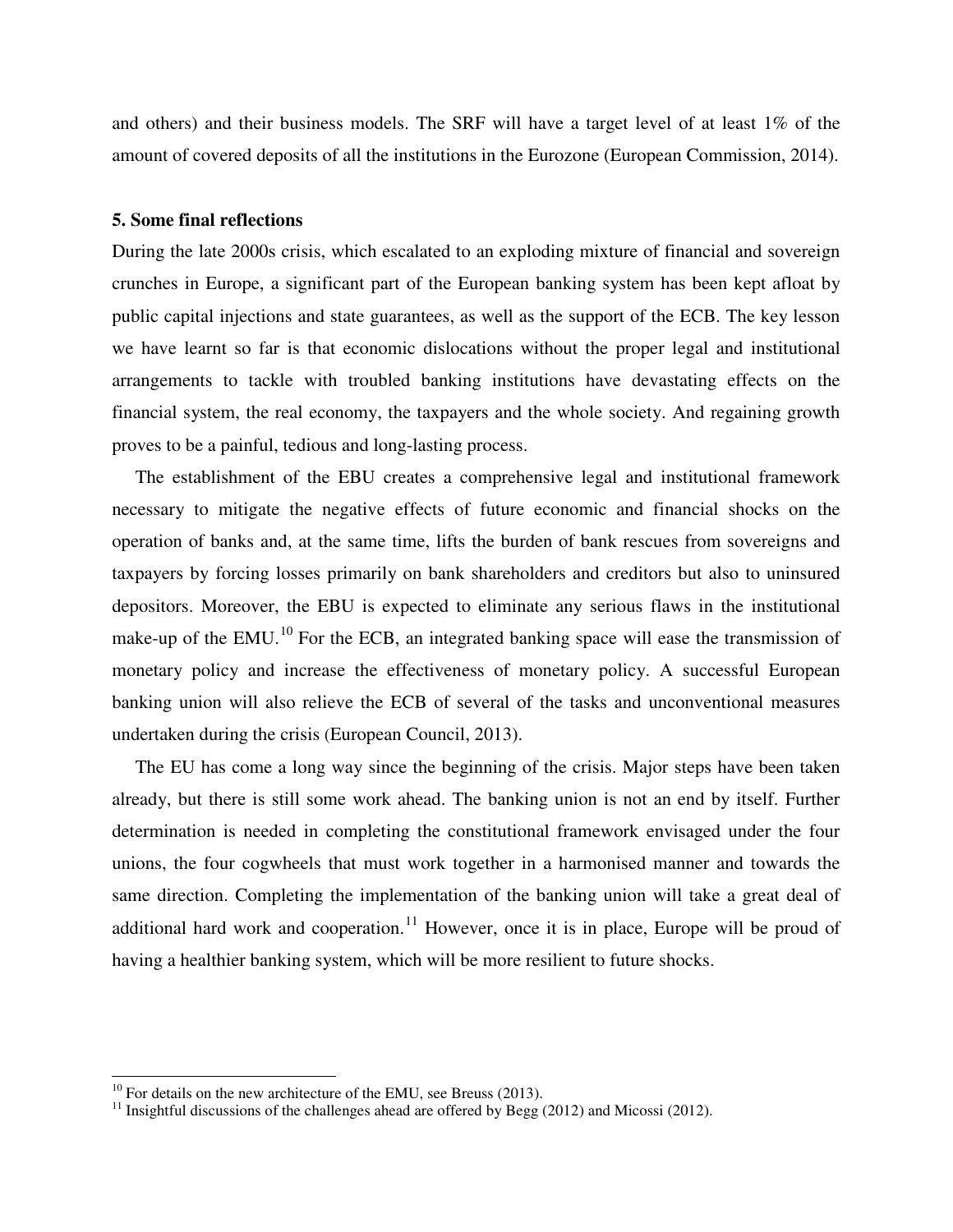and others) and their business models. The SRF will have a target level of at least 1% of the amount of covered deposits of all the institutions in the Eurozone (European Commission, 2014).

## 5. Some final reflections

During the late 2000s crisis, which escalated to an exploding mixture of financial and sovereign crunches in Europe, a significant part of the European banking system has been kept afloat by public capital injections and state guarantees, as well as the support of the ECB. The key lesson we have learnt so far is that economic dislocations without the proper legal and institutional arrangements to tackle with troubled banking institutions have devastating effects on the financial system, the real economy, the taxpayers and the whole society. And regaining growth proves to be a painful, tedious and long-lasting process.

The establishment of the EBU creates a comprehensive legal and institutional framework necessary to mitigate the negative effects of future economic and financial shocks on the operation of banks and, at the same time, lifts the burden of bank rescues from sovereigns and taxpayers by forcing losses primarily on bank shareholders and creditors but also to uninsured depositors. Moreover, the EBU is expected to eliminate any serious flaws in the institutional make-up of the EMU.[10] For the ECB, an integrated banking space will ease the transmission of monetary policy and increase the effectiveness of monetary policy. A successful European banking union will also relieve the ECB of several of the tasks and unconventional measures undertaken during the crisis (European Council, 2013).

The EU has come a long way since the beginning of the crisis. Major steps have been taken already, but there is still some work ahead. The banking union is not an end by itself. Further determination is needed in completing the constitutional framework envisaged under the four unions, the four cogwheels that must work together in a harmonised manner and towards the same direction. Completing the implementation of the banking union will take a great deal of additional hard work and cooperation.[11] However, once it is in place, Europe will be proud of having a healthier banking system, which will be more resilient to future shocks.

---

[10] For details on the new architecture of the EMU, see Breuss (2013).

[11] Insightful discussions of the challenges ahead are offered by Begg (2012) and Micossi (2012).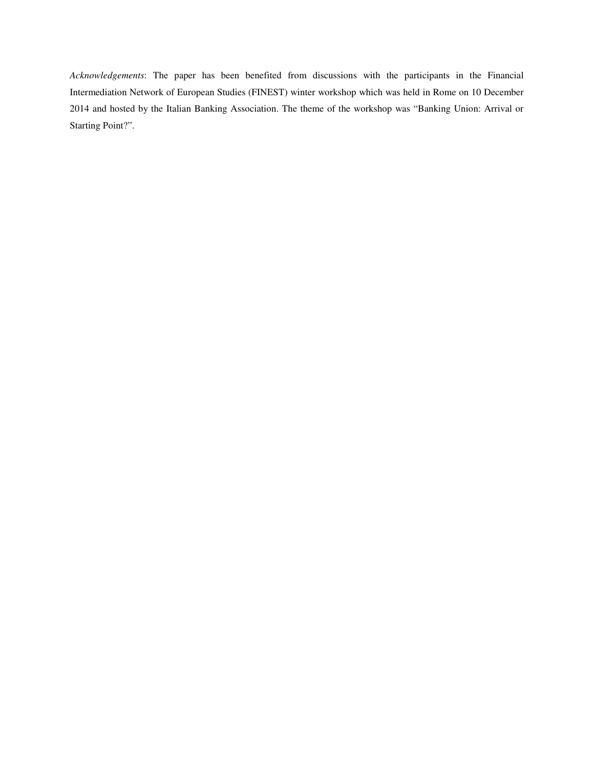*Acknowledgements*: The paper has been benefited from discussions with the participants in the Financial Intermediation Network of European Studies (FINEST) winter workshop which was held in Rome on 10 December 2014 and hosted by the Italian Banking Association. The theme of the workshop was "Banking Union: Arrival or Starting Point?".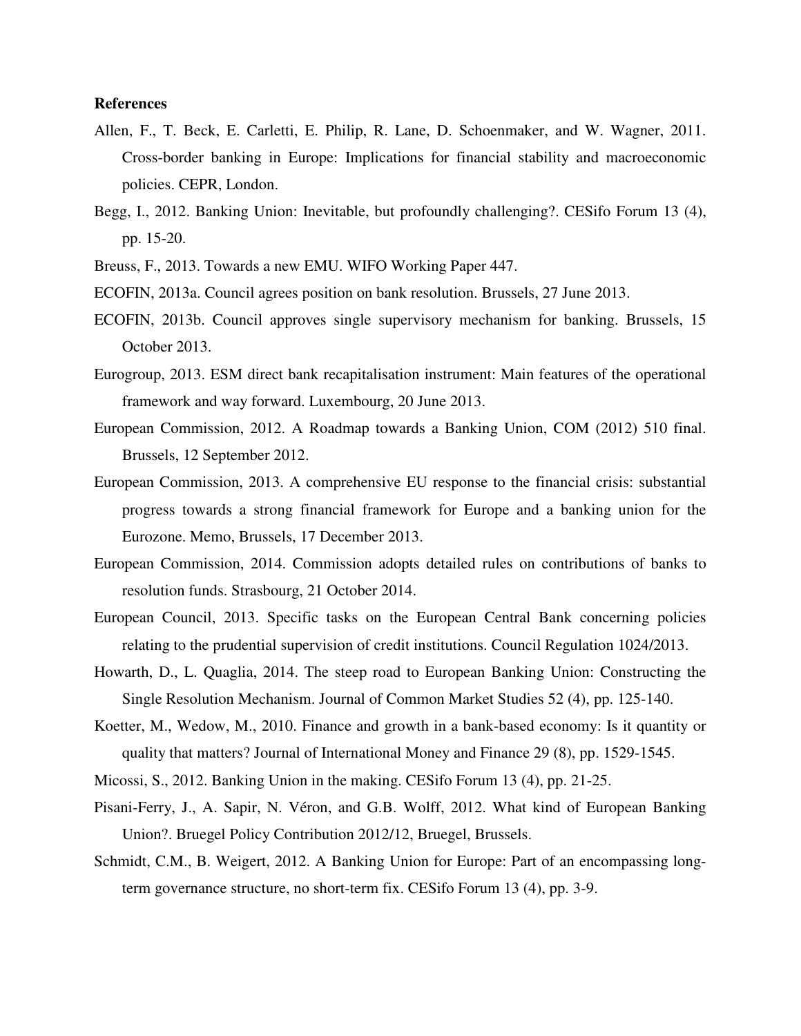**References**

Allen, F., T. Beck, E. Carletti, E. Philip, R. Lane, D. Schoenmaker, and W. Wagner, 2011. Cross-border banking in Europe: Implications for financial stability and macroeconomic policies. CEPR, London.

Begg, I., 2012. Banking Union: Inevitable, but profoundly challenging?. CESifo Forum 13 (4), pp. 15-20.

Breuss, F., 2013. Towards a new EMU. WIFO Working Paper 447.

ECOFIN, 2013a. Council agrees position on bank resolution. Brussels, 27 June 2013.

ECOFIN, 2013b. Council approves single supervisory mechanism for banking. Brussels, 15 October 2013.

Eurogroup, 2013. ESM direct bank recapitalisation instrument: Main features of the operational framework and way forward. Luxembourg, 20 June 2013.

European Commission, 2012. A Roadmap towards a Banking Union, COM (2012) 510 final. Brussels, 12 September 2012.

European Commission, 2013. A comprehensive EU response to the financial crisis: substantial progress towards a strong financial framework for Europe and a banking union for the Eurozone. Memo, Brussels, 17 December 2013.

European Commission, 2014. Commission adopts detailed rules on contributions of banks to resolution funds. Strasbourg, 21 October 2014.

European Council, 2013. Specific tasks on the European Central Bank concerning policies relating to the prudential supervision of credit institutions. Council Regulation 1024/2013.

Howarth, D., L. Quaglia, 2014. The steep road to European Banking Union: Constructing the Single Resolution Mechanism. Journal of Common Market Studies 52 (4), pp. 125-140.

Koetter, M., Wedow, M., 2010. Finance and growth in a bank-based economy: Is it quantity or quality that matters? Journal of International Money and Finance 29 (8), pp. 1529-1545.

Micossi, S., 2012. Banking Union in the making. CESifo Forum 13 (4), pp. 21-25.

Pisani-Ferry, J., A. Sapir, N. Véron, and G.B. Wolff, 2012. What kind of European Banking Union?. Bruegel Policy Contribution 2012/12, Bruegel, Brussels.

Schmidt, C.M., B. Weigert, 2012. A Banking Union for Europe: Part of an encompassing long-term governance structure, no short-term fix. CESifo Forum 13 (4), pp. 3-9.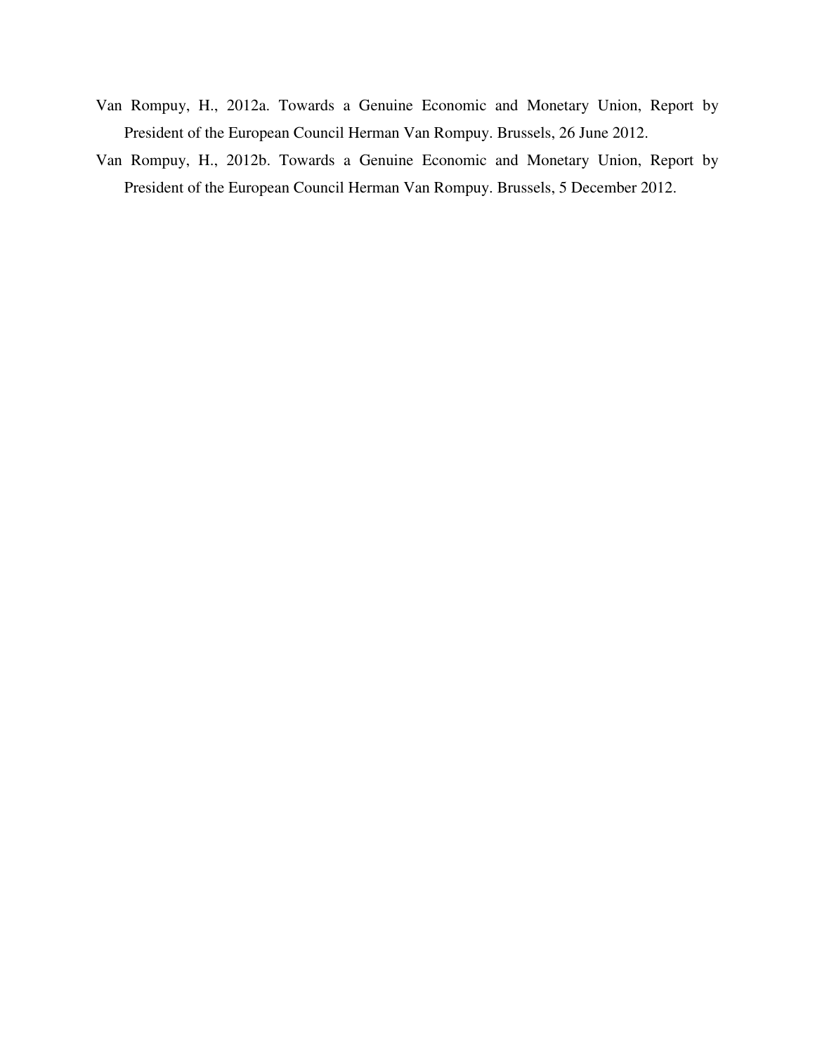Van Rompuy, H., 2012a. Towards a Genuine Economic and Monetary Union, Report by President of the European Council Herman Van Rompuy. Brussels, 26 June 2012.

Van Rompuy, H., 2012b. Towards a Genuine Economic and Monetary Union, Report by President of the European Council Herman Van Rompuy. Brussels, 5 December 2012.